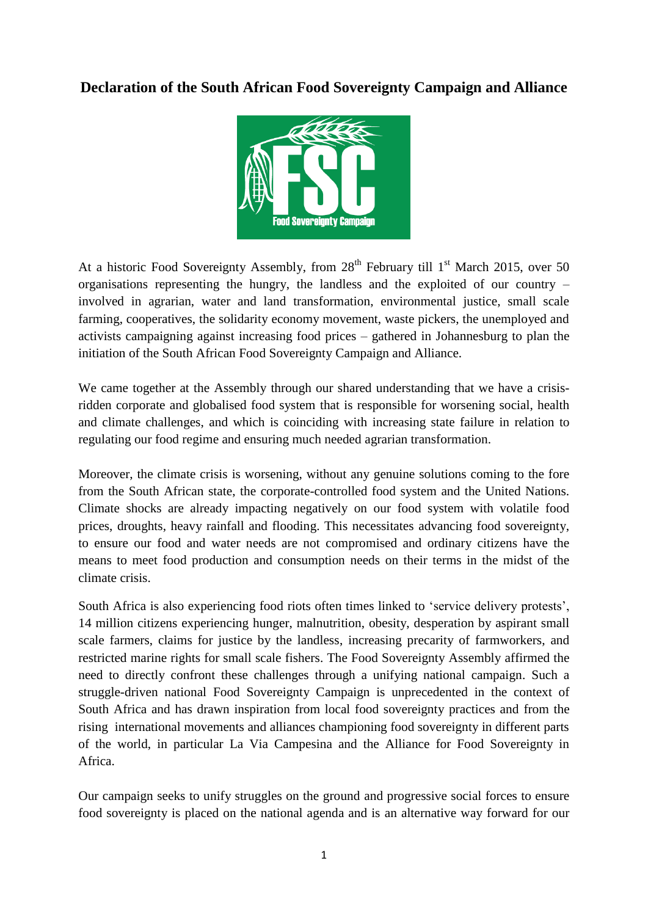# Declaration of the South African Food Sovereignty Campaign and Alliance

At a historic Food Sovereignty Assembly, from 28th February till 1st March 2015, over 50 organisations representing the hungry, the landless and the exploited of our country – involved in agrarian, water and land transformation, environmental justice, small scale farming, cooperatives, the solidarity economy movement, waste pickers, the unemployed and activists campaigning against increasing food prices – gathered in Johannesburg to plan the initiation of the South African Food Sovereignty Campaign and Alliance.

We came together at the Assembly through our shared understanding that we have a crisis-ridden corporate and globalised food system that is responsible for worsening social, health and climate challenges, and which is coinciding with increasing state failure in relation to regulating our food regime and ensuring much needed agrarian transformation.

Moreover, the climate crisis is worsening, without any genuine solutions coming to the fore from the South African state, the corporate-controlled food system and the United Nations. Climate shocks are already impacting negatively on our food system with volatile food prices, droughts, heavy rainfall and flooding. This necessitates advancing food sovereignty, to ensure our food and water needs are not compromised and ordinary citizens have the means to meet food production and consumption needs on their terms in the midst of the climate crisis.

South Africa is also experiencing food riots often times linked to 'service delivery protests', 14 million citizens experiencing hunger, malnutrition, obesity, desperation by aspirant small scale farmers, claims for justice by the landless, increasing precarity of farmworkers, and restricted marine rights for small scale fishers. The Food Sovereignty Assembly affirmed the need to directly confront these challenges through a unifying national campaign. Such a struggle-driven national Food Sovereignty Campaign is unprecedented in the context of South Africa and has drawn inspiration from local food sovereignty practices and from the rising international movements and alliances championing food sovereignty in different parts of the world, in particular La Via Campesina and the Alliance for Food Sovereignty in Africa.

Our campaign seeks to unify struggles on the ground and progressive social forces to ensure food sovereignty is placed on the national agenda and is an alternative way forward for our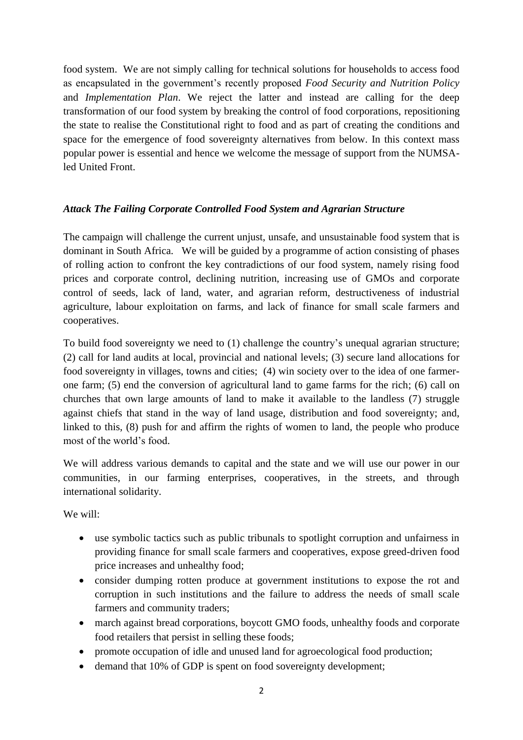food system. We are not simply calling for technical solutions for households to access food as encapsulated in the government's recently proposed *Food Security and Nutrition Policy* and *Implementation Plan*. We reject the latter and instead are calling for the deep transformation of our food system by breaking the control of food corporations, repositioning the state to realise the Constitutional right to food and as part of creating the conditions and space for the emergence of food sovereignty alternatives from below. In this context mass popular power is essential and hence we welcome the message of support from the NUMSA-led United Front.

### *Attack The Failing Corporate Controlled Food System and Agrarian Structure*

The campaign will challenge the current unjust, unsafe, and unsustainable food system that is dominant in South Africa. We will be guided by a programme of action consisting of phases of rolling action to confront the key contradictions of our food system, namely rising food prices and corporate control, declining nutrition, increasing use of GMOs and corporate control of seeds, lack of land, water, and agrarian reform, destructiveness of industrial agriculture, labour exploitation on farms, and lack of finance for small scale farmers and cooperatives.

To build food sovereignty we need to (1) challenge the country's unequal agrarian structure; (2) call for land audits at local, provincial and national levels; (3) secure land allocations for food sovereignty in villages, towns and cities; (4) win society over to the idea of one farmer-one farm; (5) end the conversion of agricultural land to game farms for the rich; (6) call on churches that own large amounts of land to make it available to the landless (7) struggle against chiefs that stand in the way of land usage, distribution and food sovereignty; and, linked to this, (8) push for and affirm the rights of women to land, the people who produce most of the world's food.

We will address various demands to capital and the state and we will use our power in our communities, in our farming enterprises, cooperatives, in the streets, and through international solidarity.

We will:

- use symbolic tactics such as public tribunals to spotlight corruption and unfairness in providing finance for small scale farmers and cooperatives, expose greed-driven food price increases and unhealthy food;
- consider dumping rotten produce at government institutions to expose the rot and corruption in such institutions and the failure to address the needs of small scale farmers and community traders;
- march against bread corporations, boycott GMO foods, unhealthy foods and corporate food retailers that persist in selling these foods;
- promote occupation of idle and unused land for agroecological food production;
- demand that 10% of GDP is spent on food sovereignty development;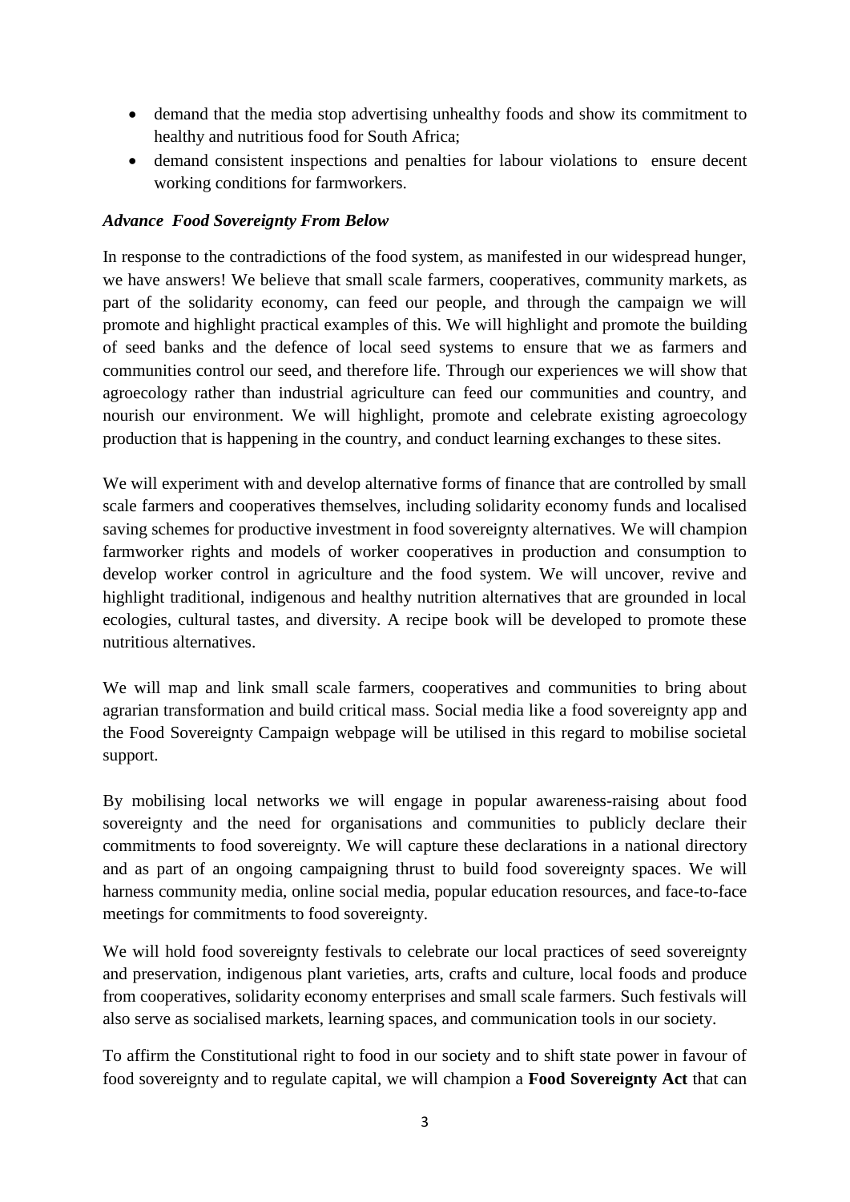- demand that the media stop advertising unhealthy foods and show its commitment to healthy and nutritious food for South Africa;
- demand consistent inspections and penalties for labour violations to ensure decent working conditions for farmworkers.

***Advance Food Sovereignty From Below***

In response to the contradictions of the food system, as manifested in our widespread hunger, we have answers! We believe that small scale farmers, cooperatives, community markets, as part of the solidarity economy, can feed our people, and through the campaign we will promote and highlight practical examples of this. We will highlight and promote the building of seed banks and the defence of local seed systems to ensure that we as farmers and communities control our seed, and therefore life. Through our experiences we will show that agroecology rather than industrial agriculture can feed our communities and country, and nourish our environment. We will highlight, promote and celebrate existing agroecology production that is happening in the country, and conduct learning exchanges to these sites.

We will experiment with and develop alternative forms of finance that are controlled by small scale farmers and cooperatives themselves, including solidarity economy funds and localised saving schemes for productive investment in food sovereignty alternatives. We will champion farmworker rights and models of worker cooperatives in production and consumption to develop worker control in agriculture and the food system. We will uncover, revive and highlight traditional, indigenous and healthy nutrition alternatives that are grounded in local ecologies, cultural tastes, and diversity. A recipe book will be developed to promote these nutritious alternatives.

We will map and link small scale farmers, cooperatives and communities to bring about agrarian transformation and build critical mass. Social media like a food sovereignty app and the Food Sovereignty Campaign webpage will be utilised in this regard to mobilise societal support.

By mobilising local networks we will engage in popular awareness-raising about food sovereignty and the need for organisations and communities to publicly declare their commitments to food sovereignty. We will capture these declarations in a national directory and as part of an ongoing campaigning thrust to build food sovereignty spaces. We will harness community media, online social media, popular education resources, and face-to-face meetings for commitments to food sovereignty.

We will hold food sovereignty festivals to celebrate our local practices of seed sovereignty and preservation, indigenous plant varieties, arts, crafts and culture, local foods and produce from cooperatives, solidarity economy enterprises and small scale farmers. Such festivals will also serve as socialised markets, learning spaces, and communication tools in our society.

To affirm the Constitutional right to food in our society and to shift state power in favour of food sovereignty and to regulate capital, we will champion a **Food Sovereignty Act** that can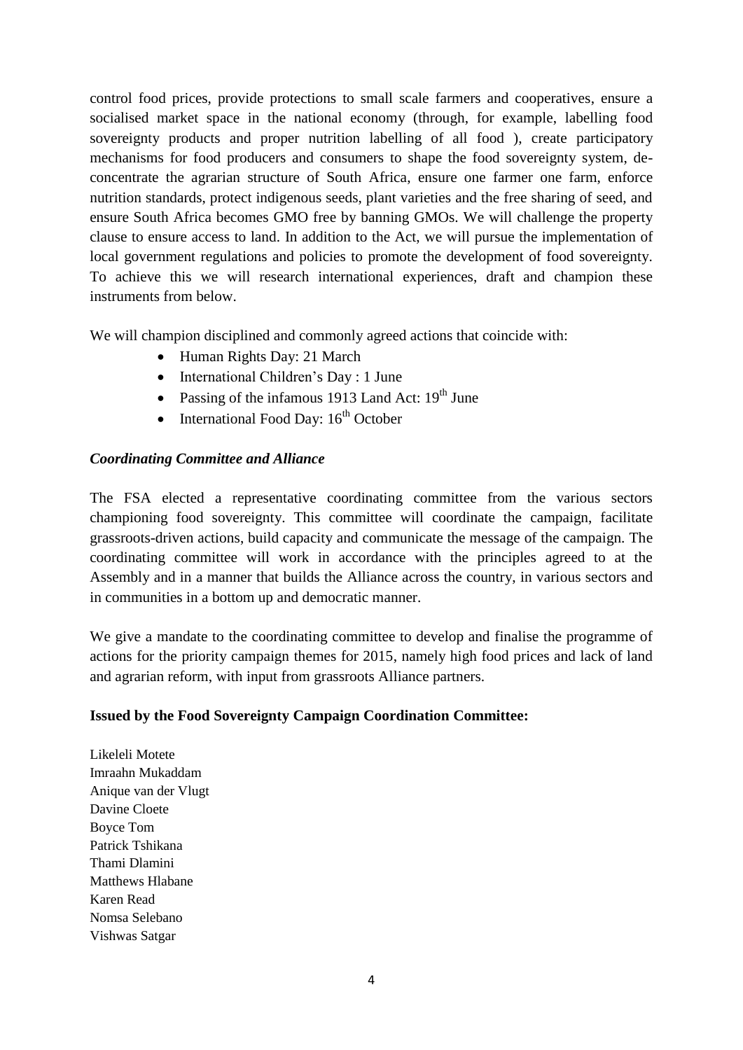control food prices, provide protections to small scale farmers and cooperatives, ensure a socialised market space in the national economy (through, for example, labelling food sovereignty products and proper nutrition labelling of all food ), create participatory mechanisms for food producers and consumers to shape the food sovereignty system, de-concentrate the agrarian structure of South Africa, ensure one farmer one farm, enforce nutrition standards, protect indigenous seeds, plant varieties and the free sharing of seed, and ensure South Africa becomes GMO free by banning GMOs. We will challenge the property clause to ensure access to land. In addition to the Act, we will pursue the implementation of local government regulations and policies to promote the development of food sovereignty. To achieve this we will research international experiences, draft and champion these instruments from below.

We will champion disciplined and commonly agreed actions that coincide with:

- Human Rights Day: 21 March
- International Children's Day : 1 June
- Passing of the infamous 1913 Land Act: 19th June
- International Food Day: 16th October

***Coordinating Committee and Alliance***

The FSA elected a representative coordinating committee from the various sectors championing food sovereignty. This committee will coordinate the campaign, facilitate grassroots-driven actions, build capacity and communicate the message of the campaign. The coordinating committee will work in accordance with the principles agreed to at the Assembly and in a manner that builds the Alliance across the country, in various sectors and in communities in a bottom up and democratic manner.

We give a mandate to the coordinating committee to develop and finalise the programme of actions for the priority campaign themes for 2015, namely high food prices and lack of land and agrarian reform, with input from grassroots Alliance partners.

**Issued by the Food Sovereignty Campaign Coordination Committee:**

Likeleli Motete
Imraahn Mukaddam
Anique van der Vlugt
Davine Cloete
Boyce Tom
Patrick Tshikana
Thami Dlamini
Matthews Hlabane
Karen Read
Nomsa Selebano
Vishwas Satgar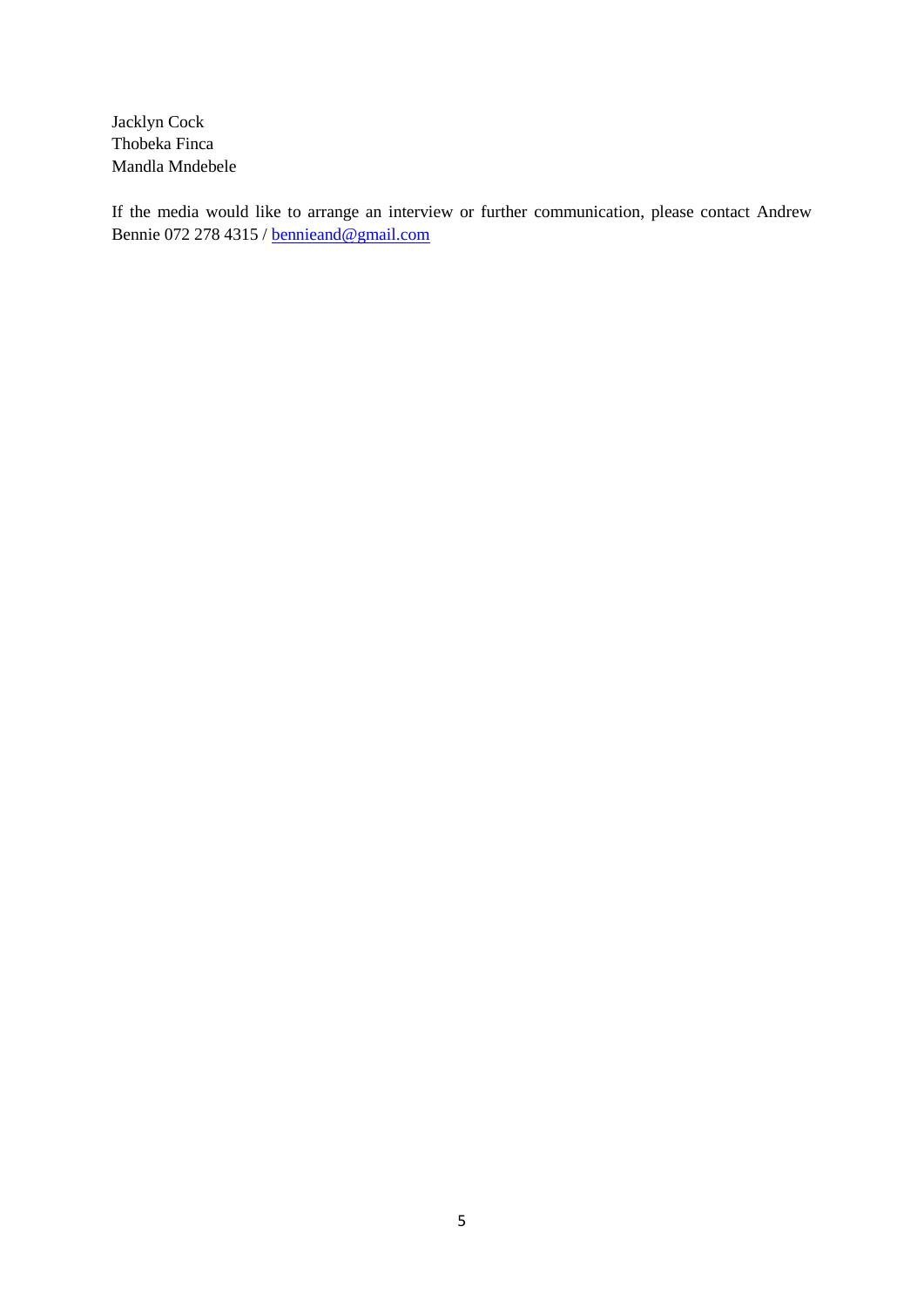Jacklyn Cock
Thobeka Finca
Mandla Mndebele

If the media would like to arrange an interview or further communication, please contact Andrew Bennie 072 278 4315 / bennieand@gmail.com